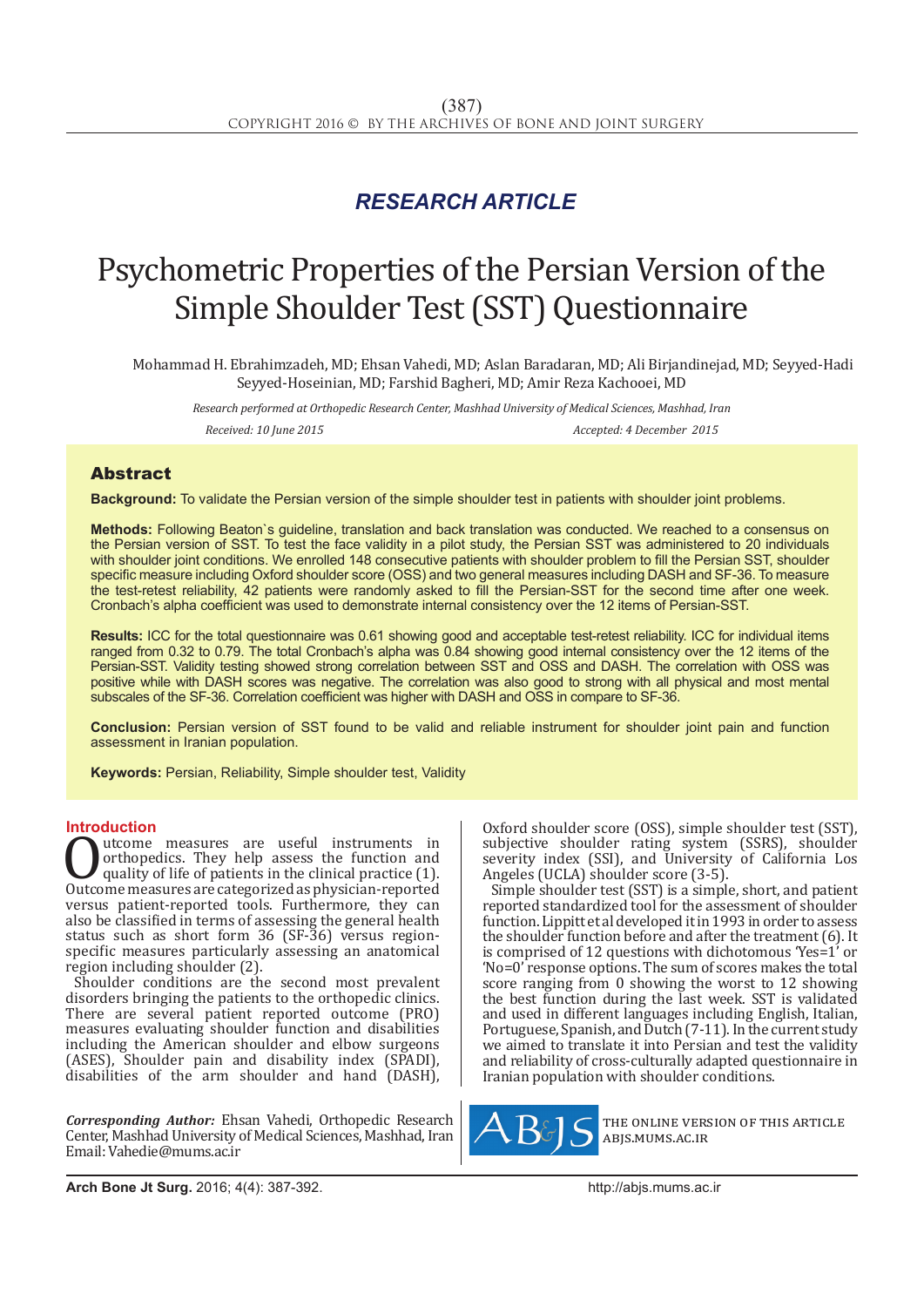*RESEARCH ARTICLE*

# Psychometric Properties of the Persian Version of the Simple Shoulder Test (SST) Questionnaire

Mohammad H. Ebrahimzadeh, MD; Ehsan Vahedi, MD; Aslan Baradaran, MD; Ali Birjandinejad, MD; Seyyed-Hadi Seyyed-Hoseinian, MD; Farshid Bagheri, MD; Amir Reza Kachooei, MD

*Research performed at Orthopedic Research Center, Mashhad University of Medical Sciences, Mashhad, Iran*

*Received: 10 June 2015* *Accepted: 4 December 2015*

## Abstract

**Background:** To validate the Persian version of the simple shoulder test in patients with shoulder joint problems.

**Methods:** Following Beaton`s guideline, translation and back translation was conducted. We reached to a consensus on the Persian version of SST. To test the face validity in a pilot study, the Persian SST was administered to 20 individuals with shoulder joint conditions. We enrolled 148 consecutive patients with shoulder problem to fill the Persian SST, shoulder specific measure including Oxford shoulder score (OSS) and two general measures including DASH and SF-36. To measure the test-retest reliability, 42 patients were randomly asked to fill the Persian-SST for the second time after one week. Cronbach's alpha coefficient was used to demonstrate internal consistency over the 12 items of Persian-SST.

**Results:** ICC for the total questionnaire was 0.61 showing good and acceptable test-retest reliability. ICC for individual items ranged from 0.32 to 0.79. The total Cronbach's alpha was 0.84 showing good internal consistency over the 12 items of the Persian-SST. Validity testing showed strong correlation between SST and OSS and DASH. The correlation with OSS was positive while with DASH scores was negative. The correlation was also good to strong with all physical and most mental subscales of the SF-36. Correlation coefficient was higher with DASH and OSS in compare to SF-36.

**Conclusion:** Persian version of SST found to be valid and reliable instrument for shoulder joint pain and function assessment in Iranian population.

**Keywords:** Persian, Reliability, Simple shoulder test, Validity

## Introduction

Outcome measures are useful instruments in orthopedics. They help assess the function and quality of life of patients in the clinical practice (1). Outcome measures are categorized as physician-reported versus patient-reported tools. Furthermore, they can also be classified in terms of assessing the general health status such as short form 36 (SF-36) versus region-specific measures particularly assessing an anatomical region including shoulder (2).

Shoulder conditions are the second most prevalent disorders bringing the patients to the orthopedic clinics. There are several patient reported outcome (PRO) measures evaluating shoulder function and disabilities including the American shoulder and elbow surgeons (ASES), Shoulder pain and disability index (SPADI), disabilities of the arm shoulder and hand (DASH), Oxford shoulder score (OSS), simple shoulder test (SST), subjective shoulder rating system (SSRS), shoulder severity index (SSI), and University of California Los Angeles (UCLA) shoulder score (3-5).

Simple shoulder test (SST) is a simple, short, and patient reported standardized tool for the assessment of shoulder function. Lippitt et al developed it in 1993 in order to assess the shoulder function before and after the treatment (6). It is comprised of 12 questions with dichotomous 'Yes=1' or 'No=0' response options. The sum of scores makes the total score ranging from 0 showing the worst to 12 showing the best function during the last week. SST is validated and used in different languages including English, Italian, Portuguese, Spanish, and Dutch (7-11). In the current study we aimed to translate it into Persian and test the validity and reliability of cross-culturally adapted questionnaire in Iranian population with shoulder conditions.

***Corresponding Author:*** Ehsan Vahedi, Orthopedic Research Center, Mashhad University of Medical Sciences, Mashhad, Iran
Email: Vahedie@mums.ac.ir

THE ONLINE VERSION OF THIS ARTICLE ABJS.MUMS.AC.IR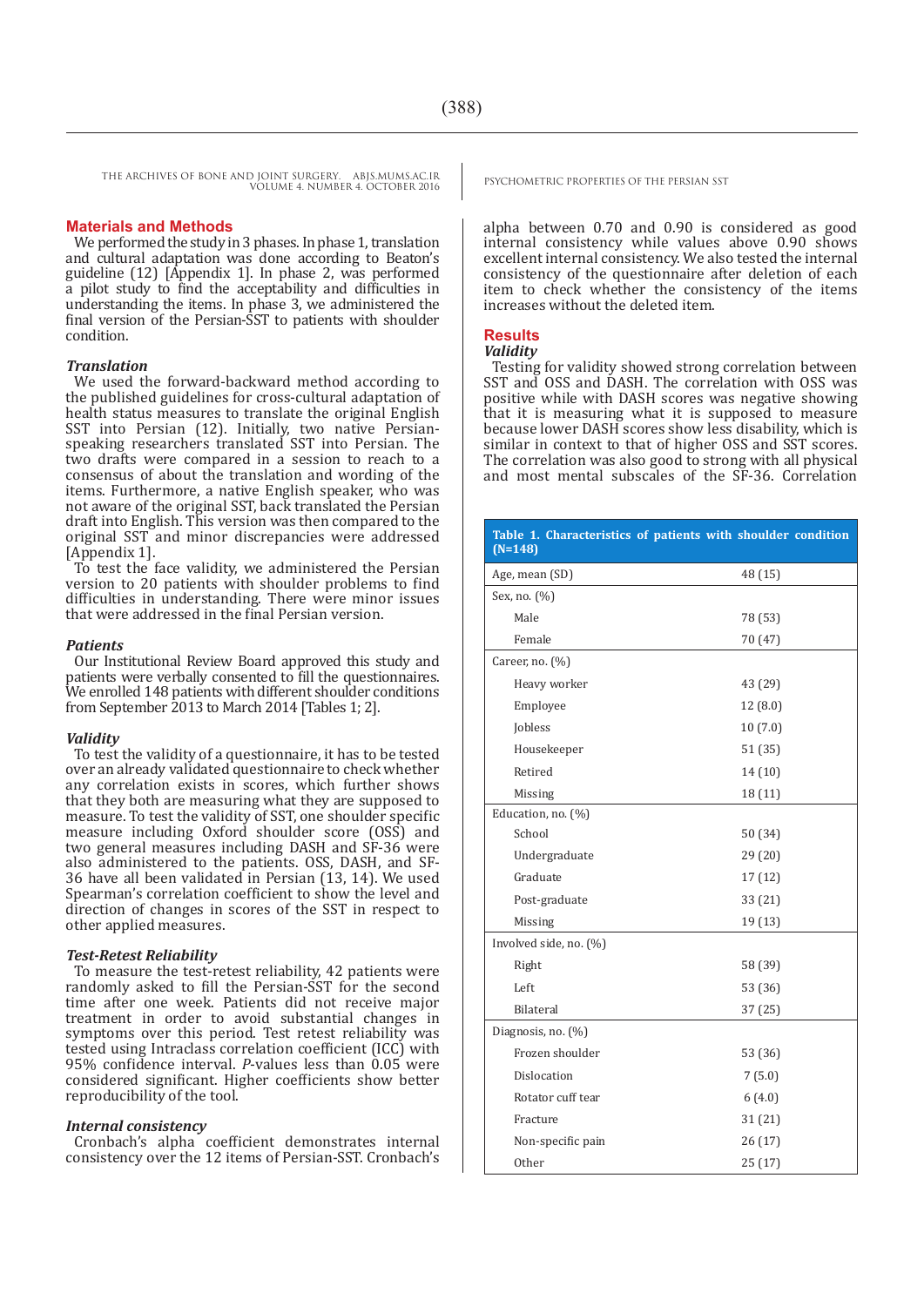## Materials and Methods

We performed the study in 3 phases. In phase 1, translation and cultural adaptation was done according to Beaton's guideline (12) [Appendix 1]. In phase 2, was performed a pilot study to find the acceptability and difficulties in understanding the items. In phase 3, we administered the final version of the Persian-SST to patients with shoulder condition.

### *Translation*

We used the forward-backward method according to the published guidelines for cross-cultural adaptation of health status measures to translate the original English SST into Persian (12). Initially, two native Persian-speaking researchers translated SST into Persian. The two drafts were compared in a session to reach to a consensus of about the translation and wording of the items. Furthermore, a native English speaker, who was not aware of the original SST, back translated the Persian draft into English. This version was then compared to the original SST and minor discrepancies were addressed [Appendix 1].

To test the face validity, we administered the Persian version to 20 patients with shoulder problems to find difficulties in understanding. There were minor issues that were addressed in the final Persian version.

### *Patients*

Our Institutional Review Board approved this study and patients were verbally consented to fill the questionnaires. We enrolled 148 patients with different shoulder conditions from September 2013 to March 2014 [Tables 1; 2].

### *Validity*

To test the validity of a questionnaire, it has to be tested over an already validated questionnaire to check whether any correlation exists in scores, which further shows that they both are measuring what they are supposed to measure. To test the validity of SST, one shoulder specific measure including Oxford shoulder score (OSS) and two general measures including DASH and SF-36 were also administered to the patients. OSS, DASH, and SF-36 have all been validated in Persian (13, 14). We used Spearman's correlation coefficient to show the level and direction of changes in scores of the SST in respect to other applied measures.

### *Test-Retest Reliability*

To measure the test-retest reliability, 42 patients were randomly asked to fill the Persian-SST for the second time after one week. Patients did not receive major treatment in order to avoid substantial changes in symptoms over this period. Test retest reliability was tested using Intraclass correlation coefficient (ICC) with 95% confidence interval. *P*-values less than 0.05 were considered significant. Higher coefficients show better reproducibility of the tool.

### *Internal consistency*

Cronbach's alpha coefficient demonstrates internal consistency over the 12 items of Persian-SST. Cronbach's alpha between 0.70 and 0.90 is considered as good internal consistency while values above 0.90 shows excellent internal consistency. We also tested the internal consistency of the questionnaire after deletion of each item to check whether the consistency of the items increases without the deleted item.

## Results

### *Validity*

Testing for validity showed strong correlation between SST and OSS and DASH. The correlation with OSS was positive while with DASH scores was negative showing that it is measuring what it is supposed to measure because lower DASH scores show less disability, which is similar in context to that of higher OSS and SST scores. The correlation was also good to strong with all physical and most mental subscales of the SF-36. Correlation

**Table 1. Characteristics of patients with shoulder condition (N=148)**

| | |
|---|---|
| Age, mean (SD) | 48 (15) |
| Sex, no. (%) | |
| Male | 78 (53) |
| Female | 70 (47) |
| Career, no. (%) | |
| Heavy worker | 43 (29) |
| Employee | 12 (8.0) |
| Jobless | 10 (7.0) |
| Housekeeper | 51 (35) |
| Retired | 14 (10) |
| Missing | 18 (11) |
| Education, no. (%) | |
| School | 50 (34) |
| Undergraduate | 29 (20) |
| Graduate | 17 (12) |
| Post-graduate | 33 (21) |
| Missing | 19 (13) |
| Involved side, no. (%) | |
| Right | 58 (39) |
| Left | 53 (36) |
| Bilateral | 37 (25) |
| Diagnosis, no. (%) | |
| Frozen shoulder | 53 (36) |
| Dislocation | 7 (5.0) |
| Rotator cuff tear | 6 (4.0) |
| Fracture | 31 (21) |
| Non-specific pain | 26 (17) |
| Other | 25 (17) |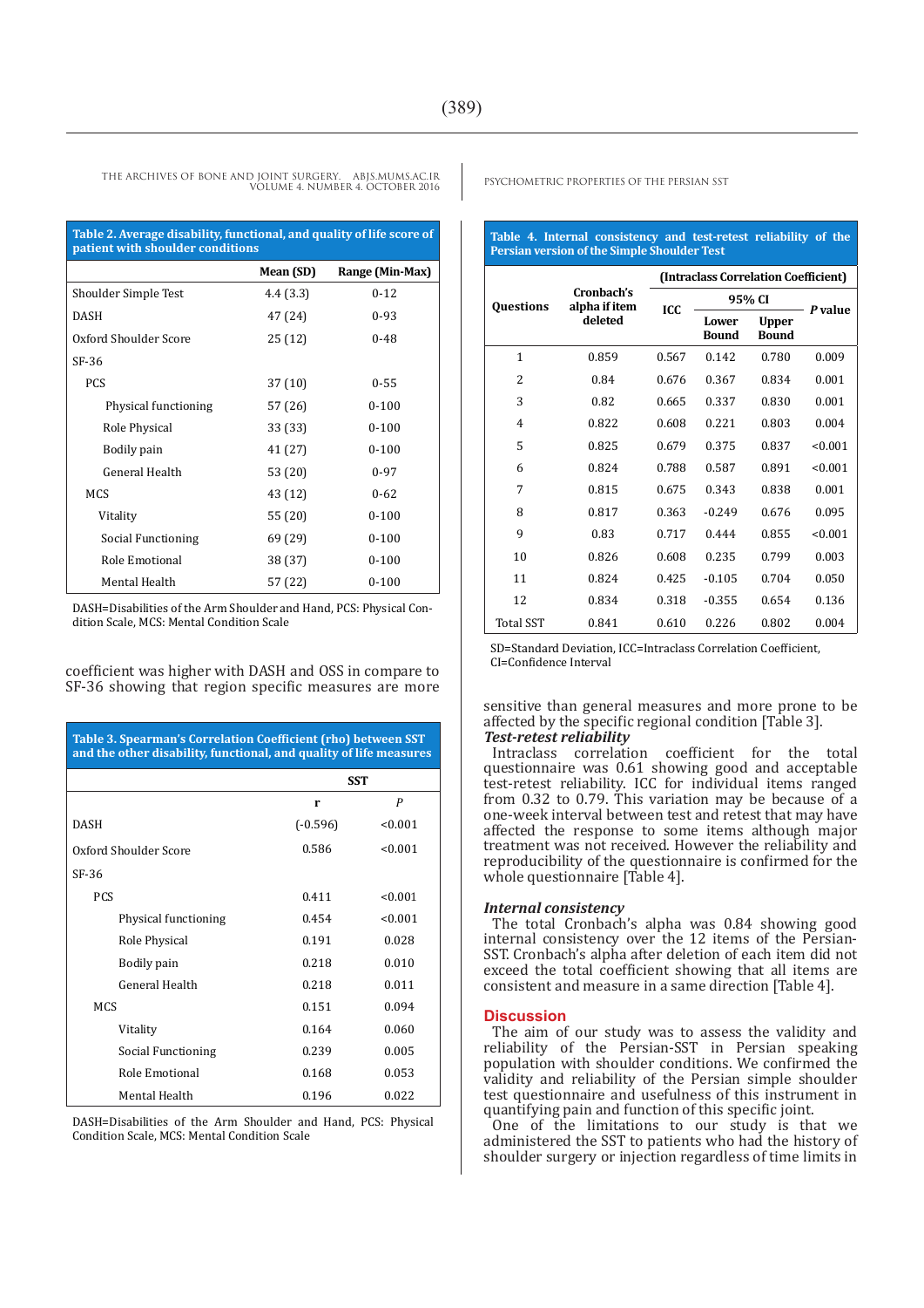**Table 2. Average disability, functional, and quality of life score of patient with shoulder conditions**

| | Mean (SD) | Range (Min-Max) |
|---|---|---|
| Shoulder Simple Test | 4.4 (3.3) | 0-12 |
| DASH | 47 (24) | 0-93 |
| Oxford Shoulder Score | 25 (12) | 0-48 |
| SF-36 | | |
| PCS | 37 (10) | 0-55 |
| Physical functioning | 57 (26) | 0-100 |
| Role Physical | 33 (33) | 0-100 |
| Bodily pain | 41 (27) | 0-100 |
| General Health | 53 (20) | 0-97 |
| MCS | 43 (12) | 0-62 |
| Vitality | 55 (20) | 0-100 |
| Social Functioning | 69 (29) | 0-100 |
| Role Emotional | 38 (37) | 0-100 |
| Mental Health | 57 (22) | 0-100 |

DASH=Disabilities of the Arm Shoulder and Hand, PCS: Physical Condition Scale, MCS: Mental Condition Scale

coefficient was higher with DASH and OSS in compare to SF-36 showing that region specific measures are more sensitive than general measures and more prone to be affected by the specific regional condition [Table 3].

**Table 3. Spearman's Correlation Coefficient (rho) between SST and the other disability, functional, and quality of life measures**

| | SST | |
|---|---|---|
| | r | *P* |
| DASH | (-0.596) | <0.001 |
| Oxford Shoulder Score | 0.586 | <0.001 |
| SF-36 | | |
| PCS | 0.411 | <0.001 |
| Physical functioning | 0.454 | <0.001 |
| Role Physical | 0.191 | 0.028 |
| Bodily pain | 0.218 | 0.010 |
| General Health | 0.218 | 0.011 |
| MCS | 0.151 | 0.094 |
| Vitality | 0.164 | 0.060 |
| Social Functioning | 0.239 | 0.005 |
| Role Emotional | 0.168 | 0.053 |
| Mental Health | 0.196 | 0.022 |

DASH=Disabilities of the Arm Shoulder and Hand, PCS: Physical Condition Scale, MCS: Mental Condition Scale

**Table 4. Internal consistency and test-retest reliability of the Persian version of the Simple Shoulder Test**

| Questions | Cronbach's alpha if item deleted | (Intraclass Correlation Coefficient) | | | |
|---|---|---|---|---|---|
| | | ICC | 95% CI | | *P* value |
| | | | Lower Bound | Upper Bound | |
| 1 | 0.859 | 0.567 | 0.142 | 0.780 | 0.009 |
| 2 | 0.84 | 0.676 | 0.367 | 0.834 | 0.001 |
| 3 | 0.82 | 0.665 | 0.337 | 0.830 | 0.001 |
| 4 | 0.822 | 0.608 | 0.221 | 0.803 | 0.004 |
| 5 | 0.825 | 0.679 | 0.375 | 0.837 | <0.001 |
| 6 | 0.824 | 0.788 | 0.587 | 0.891 | <0.001 |
| 7 | 0.815 | 0.675 | 0.343 | 0.838 | 0.001 |
| 8 | 0.817 | 0.363 | -0.249 | 0.676 | 0.095 |
| 9 | 0.83 | 0.717 | 0.444 | 0.855 | <0.001 |
| 10 | 0.826 | 0.608 | 0.235 | 0.799 | 0.003 |
| 11 | 0.824 | 0.425 | -0.105 | 0.704 | 0.050 |
| 12 | 0.834 | 0.318 | -0.355 | 0.654 | 0.136 |
| Total SST | 0.841 | 0.610 | 0.226 | 0.802 | 0.004 |

SD=Standard Deviation, ICC=Intraclass Correlation Coefficient, CI=Confidence Interval

### *Test-retest reliability*

Intraclass correlation coefficient for the total questionnaire was 0.61 showing good and acceptable test-retest reliability. ICC for individual items ranged from 0.32 to 0.79. This variation may be because of a one-week interval between test and retest that may have affected the response to some items although major treatment was not received. However the reliability and reproducibility of the questionnaire is confirmed for the whole questionnaire [Table 4].

### *Internal consistency*

The total Cronbach's alpha was 0.84 showing good internal consistency over the 12 items of the Persian-SST. Cronbach's alpha after deletion of each item did not exceed the total coefficient showing that all items are consistent and measure in a same direction [Table 4].

## Discussion

The aim of our study was to assess the validity and reliability of the Persian-SST in Persian speaking population with shoulder conditions. We confirmed the validity and reliability of the Persian simple shoulder test questionnaire and usefulness of this instrument in quantifying pain and function of this specific joint.

One of the limitations to our study is that we administered the SST to patients who had the history of shoulder surgery or injection regardless of time limits in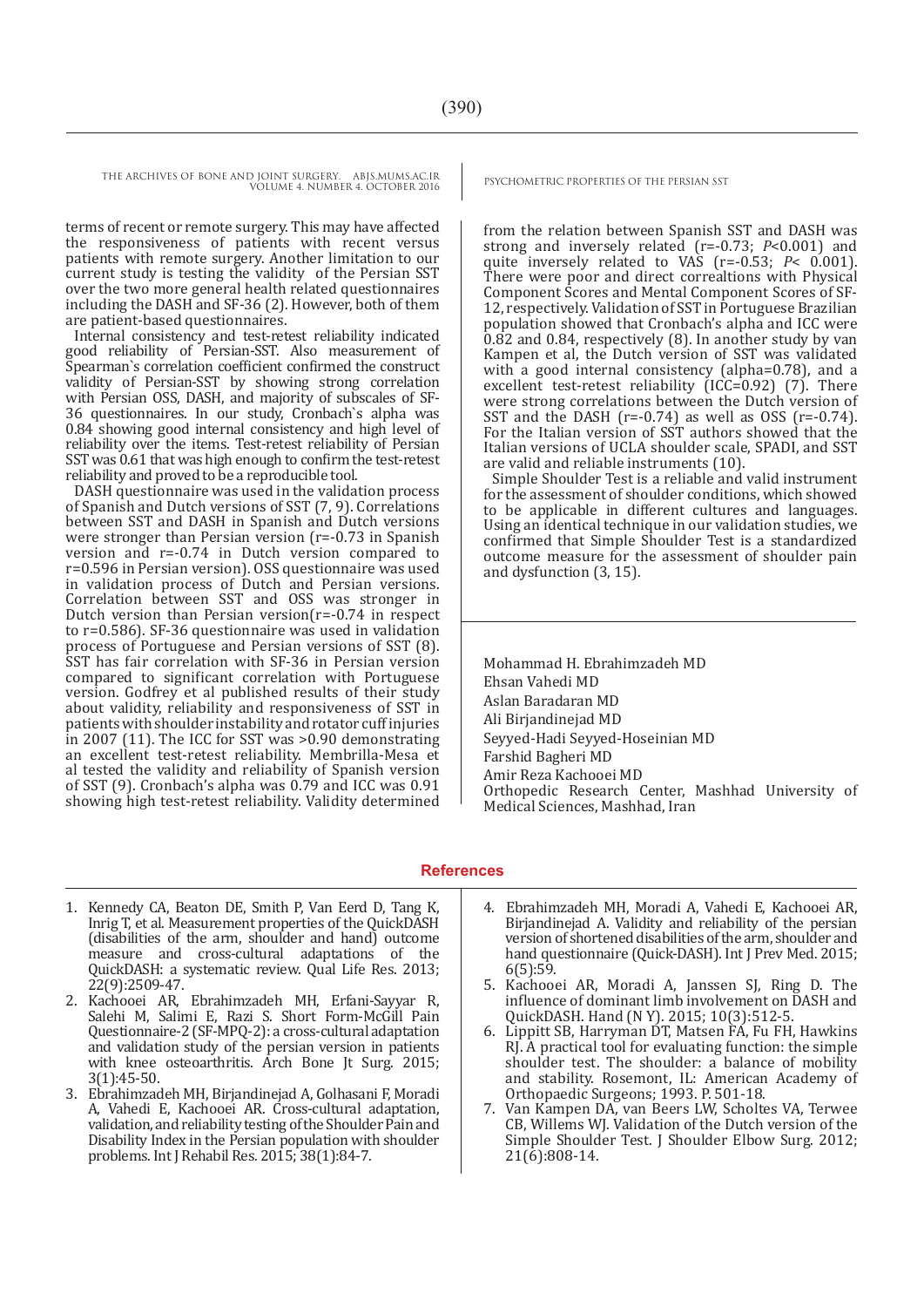terms of recent or remote surgery. This may have affected the responsiveness of patients with recent versus patients with remote surgery. Another limitation to our current study is testing the validity of the Persian SST over the two more general health related questionnaires including the DASH and SF-36 (2). However, both of them are patient-based questionnaires.

Internal consistency and test-retest reliability indicated good reliability of Persian-SST. Also measurement of Spearman`s correlation coefficient confirmed the construct validity of Persian-SST by showing strong correlation with Persian OSS, DASH, and majority of subscales of SF-36 questionnaires. In our study, Cronbach`s alpha was 0.84 showing good internal consistency and high level of reliability over the items. Test-retest reliability of Persian SST was 0.61 that was high enough to confirm the test-retest reliability and proved to be a reproducible tool.

DASH questionnaire was used in the validation process of Spanish and Dutch versions of SST (7, 9). Correlations between SST and DASH in Spanish and Dutch versions were stronger than Persian version (r=-0.73 in Spanish version and r=-0.74 in Dutch version compared to r=0.596 in Persian version). OSS questionnaire was used in validation process of Dutch and Persian versions. Correlation between SST and OSS was stronger in Dutch version than Persian version(r=-0.74 in respect to r=0.586). SF-36 questionnaire was used in validation process of Portuguese and Persian versions of SST (8). SST has fair correlation with SF-36 in Persian version compared to significant correlation with Portuguese version. Godfrey et al published results of their study about validity, reliability and responsiveness of SST in patients with shoulder instability and rotator cuff injuries in 2007 (11). The ICC for SST was >0.90 demonstrating an excellent test-retest reliability. Membrilla-Mesa et al tested the validity and reliability of Spanish version of SST (9). Cronbach's alpha was 0.79 and ICC was 0.91 showing high test-retest reliability. Validity determined from the relation between Spanish SST and DASH was strong and inversely related (r=-0.73; *P*<0.001) and quite inversely related to VAS (r=-0.53; *P*< 0.001). There were poor and direct correaltions with Physical Component Scores and Mental Component Scores of SF-12, respectively. Validation of SST in Portuguese Brazilian population showed that Cronbach's alpha and ICC were 0.82 and 0.84, respectively (8). In another study by van Kampen et al, the Dutch version of SST was validated with a good internal consistency (alpha=0.78), and a excellent test-retest reliability (ICC=0.92) (7). There were strong correlations between the Dutch version of SST and the DASH (r=-0.74) as well as OSS (r=-0.74). For the Italian version of SST authors showed that the Italian versions of UCLA shoulder scale, SPADI, and SST are valid and reliable instruments (10).

Simple Shoulder Test is a reliable and valid instrument for the assessment of shoulder conditions, which showed to be applicable in different cultures and languages. Using an identical technique in our validation studies, we confirmed that Simple Shoulder Test is a standardized outcome measure for the assessment of shoulder pain and dysfunction (3, 15).

Mohammad H. Ebrahimzadeh MD
Ehsan Vahedi MD
Aslan Baradaran MD
Ali Birjandinejad MD
Seyyed-Hadi Seyyed-Hoseinian MD
Farshid Bagheri MD
Amir Reza Kachooei MD
Orthopedic Research Center, Mashhad University of Medical Sciences, Mashhad, Iran

## References

1. Kennedy CA, Beaton DE, Smith P, Van Eerd D, Tang K, Inrig T, et al. Measurement properties of the QuickDASH (disabilities of the arm, shoulder and hand) outcome measure and cross-cultural adaptations of the QuickDASH: a systematic review. Qual Life Res. 2013; 22(9):2509-47.
2. Kachooei AR, Ebrahimzadeh MH, Erfani-Sayyar R, Salehi M, Salimi E, Razi S. Short Form-McGill Pain Questionnaire-2 (SF-MPQ-2): a cross-cultural adaptation and validation study of the persian version in patients with knee osteoarthritis. Arch Bone Jt Surg. 2015; 3(1):45-50.
3. Ebrahimzadeh MH, Birjandinejad A, Golhasani F, Moradi A, Vahedi E, Kachooei AR. Cross-cultural adaptation, validation, and reliability testing of the Shoulder Pain and Disability Index in the Persian population with shoulder problems. Int J Rehabil Res. 2015; 38(1):84-7.
4. Ebrahimzadeh MH, Moradi A, Vahedi E, Kachooei AR, Birjandinejad A. Validity and reliability of the persian version of shortened disabilities of the arm, shoulder and hand questionnaire (Quick-DASH). Int J Prev Med. 2015; 6(5):59.
5. Kachooei AR, Moradi A, Janssen SJ, Ring D. The influence of dominant limb involvement on DASH and QuickDASH. Hand (N Y). 2015; 10(3):512-5.
6. Lippitt SB, Harryman DT, Matsen FA, Fu FH, Hawkins RJ. A practical tool for evaluating function: the simple shoulder test. The shoulder: a balance of mobility and stability. Rosemont, IL: American Academy of Orthopaedic Surgeons; 1993. P. 501-18.
7. Van Kampen DA, van Beers LW, Scholtes VA, Terwee CB, Willems WJ. Validation of the Dutch version of the Simple Shoulder Test. J Shoulder Elbow Surg. 2012; 21(6):808-14.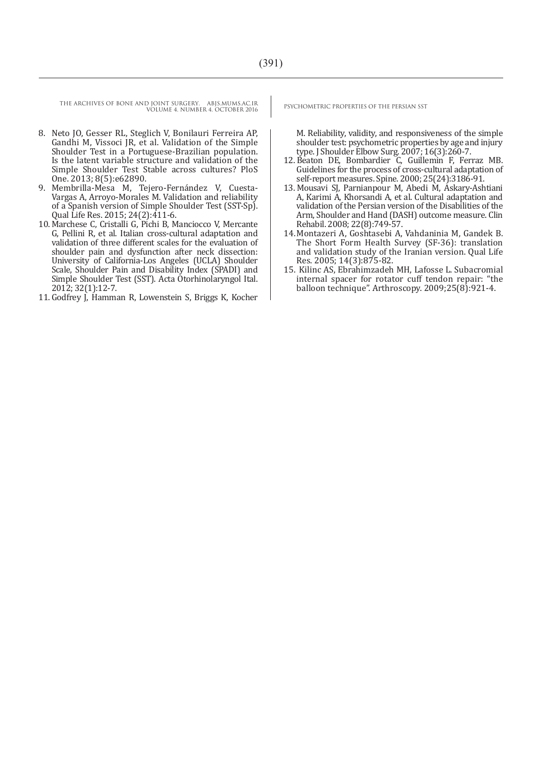8. Neto JO, Gesser RL, Steglich V, Bonilauri Ferreira AP, Gandhi M, Vissoci JR, et al. Validation of the Simple Shoulder Test in a Portuguese-Brazilian population. Is the latent variable structure and validation of the Simple Shoulder Test Stable across cultures? PloS One. 2013; 8(5):e62890.
9. Membrilla-Mesa M, Tejero-Fernández V, Cuesta-Vargas A, Arroyo-Morales M. Validation and reliability of a Spanish version of Simple Shoulder Test (SST-Sp). Qual Life Res. 2015; 24(2):411-6.
10. Marchese C, Cristalli G, Pichi B, Manciocco V, Mercante G, Pellini R, et al. Italian cross-cultural adaptation and validation of three different scales for the evaluation of shoulder pain and dysfunction after neck dissection: University of California-Los Angeles (UCLA) Shoulder Scale, Shoulder Pain and Disability Index (SPADI) and Simple Shoulder Test (SST). Acta Otorhinolaryngol Ital. 2012; 32(1):12-7.
11. Godfrey J, Hamman R, Lowenstein S, Briggs K, Kocher M. Reliability, validity, and responsiveness of the simple shoulder test: psychometric properties by age and injury type. J Shoulder Elbow Surg. 2007; 16(3):260-7.
12. Beaton DE, Bombardier C, Guillemin F, Ferraz MB. Guidelines for the process of cross-cultural adaptation of self-report measures. Spine. 2000; 25(24):3186-91.
13. Mousavi SJ, Parnianpour M, Abedi M, Askary-Ashtiani A, Karimi A, Khorsandi A, et al. Cultural adaptation and validation of the Persian version of the Disabilities of the Arm, Shoulder and Hand (DASH) outcome measure. Clin Rehabil. 2008; 22(8):749-57.
14. Montazeri A, Goshtasebi A, Vahdaninia M, Gandek B. The Short Form Health Survey (SF-36): translation and validation study of the Iranian version. Qual Life Res. 2005; 14(3):875-82.
15. Kilinc AS, Ebrahimzadeh MH, Lafosse L. Subacromial internal spacer for rotator cuff tendon repair: "the balloon technique". Arthroscopy. 2009;25(8):921-4.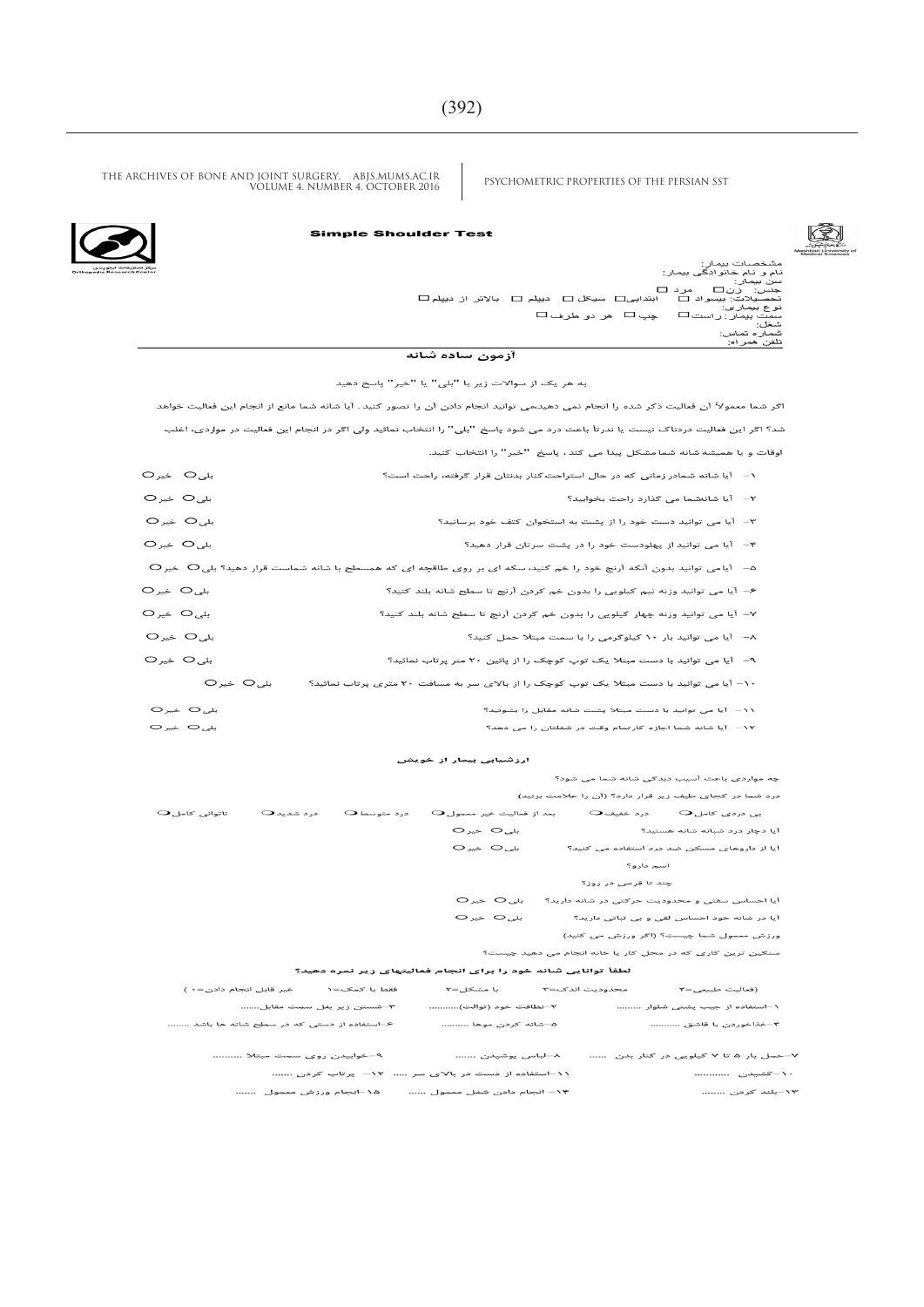# Simple Shoulder Test

مشخصات بیمار:
نام و نام خانوادگی بیمار:
سن بیمار:
جنس: زن☐ مرد ☐
تحصیلات: بیسواد ☐ ابتدایی☐ سیکل ☐ دیپلم ☐ بالاتر از دیپلم ☐
نوع بیماری:
سمت بیمار: راست☐ چپ ☐ هر دو طرف ☐
شغل:
شماره تماس:
تلفن همراه:

## آزمون ساده شانه

به هر یک از سوالات زیر با "بلی" یا "خیر" پاسخ دهید

اگر شما معمولاً آن فعالیت ذکر شده را انجام نمی دهیدمی توانید انجام دادن آن را تصور کنید . آیا شانه شما مانع از انجام این فعالیت خواهد شد؟ اگر این فعالیت دردناک نیست یا ندرتاً باعث درد می شود پاسخ "بلی" را انتخاب نمائید ولی اگر در انجام این فعالیت در مواردی، اغلب اوقات و یا همیشه شانه شمامشکل پیدا می کند، پاسخ "خیر" را انتخاب کنید.

۱- آیا شانه شمادر زمانی که در حال استراحت کنار بدنتان قرار گرفته، راحت است؟ بلی○ خیر○

۲- آیا شانهشما می گذارد راحت بخوابید؟ بلی○ خیر○

۳- آیا می توانید دست خود را از پشت به استخوان کتف خود برسانید؟ بلی○ خیر○

۴- آیا می توانید از پهلودست خود را در پشت سرتان قرار دهید؟ بلی○ خیر○

۵- آیامی توانید بدون آنکه آرنج خود را خم کنید، سکه ای بر روی طاقچه ای که همسطح با شانه شماست قرار دهید؟ بلی○ خیر○

۶- آیا می توانید وزنه نیم کیلویی را بدون خم کردن آرنج تا سطح شانه بلند کنید؟ بلی○ خیر○

۷- آیا می توانید وزنه چهار کیلویی را بدون خم کردن آرنج تا سطح شانه بلند کنید؟ بلی○ خیر○

۸- آیا می توانید بار ۱۰ کیلوگرمی را با سمت مبتلا حمل کنید؟ بلی○ خیر○

۹- آیا می توانید با دست مبتلا یک توپ کوچک را از پائین ۲۰ متر پرتاب نمائید؟ بلی○ خیر○

۱۰- آیا می توانید با دست مبتلا یک توپ کوچک را از بالای سر به مسافت ۲۰ متری پرتاب نمائید؟ بلی○ خیر○

۱۱- آیا می توانید با دست مبتلا پشت شانه مقابل را بشوئید؟ بلی○ خیر○

۱۲- آیا شانه شما اجازه کارتمام وقت در شغلتان را می دهد؟ بلی○ خیر○

### ارزشیابی بیمار از خویش

چه مواردی باعث آسیب دیدگی شانه شما می شود؟

درد شما در کجای طیف زیر قرار دارد؟ (آن را علامت بزنید)

بی دردی کامل○ درد خفیف○ بعد از فعالیت غیر معمول○ درد متوسط○ درد شدید○ ناتوانی کامل○

آیا دچار درد شبانه شانه هستید؟ بلی○ خیر○

آیا از داروهای مسکن ضد درد استفاده می کنید؟ بلی○ خیر○

اسم دارو؟

چند تا قرص در روز؟

آیا احساس سفتی و محدودیت حرکتی در شانه دارید؟ بلی○ خیر○

آیا در شانه خود احساس لقی و بی ثباتی دارید؟ بلی○ خیر○

ورزش معمول شما چیست؟ (اگر ورزش می کنید)

سنگین ترین کاری که در محل کار یا خانه انجام می دهید چیست؟

### لطفاً توانایی شانه خود را برای انجام فعالیتهای زیر نمره دهید؟

(فعالیت طبیعی=۴ محدودیت اندک=۳ با مشکل=۲ فقط با کمک=۱ غیر قابل انجام دادن=۰ )

۱-استفاده از جیب پشتی شلوار ......... ۲-نظافت خود (توالت).......... ۳-شستن زیر بغل سمت مقابل.......

۴-غذاخوردن با قاشق .......... ۵-شانه کردن موها .......... ۶-استفاده از دستی که در سطح شانه ها باشد ........

۷-حمل بار ۵ تا ۷ کیلویی در کنار بدن ....... ۸-لباس پوشیدن ....... ۹-خوابیدن روی سمت مبتلا ..........

۱۰-کشیدن ............ ۱۱-استفاده از دست در بالای سر ...... ۱۲- پرتاب کردن .......

۱۳-بلند کردن ........ ۱۴- انجام دادن شغل معمول ...... ۱۵-انجام ورزش معمول .......